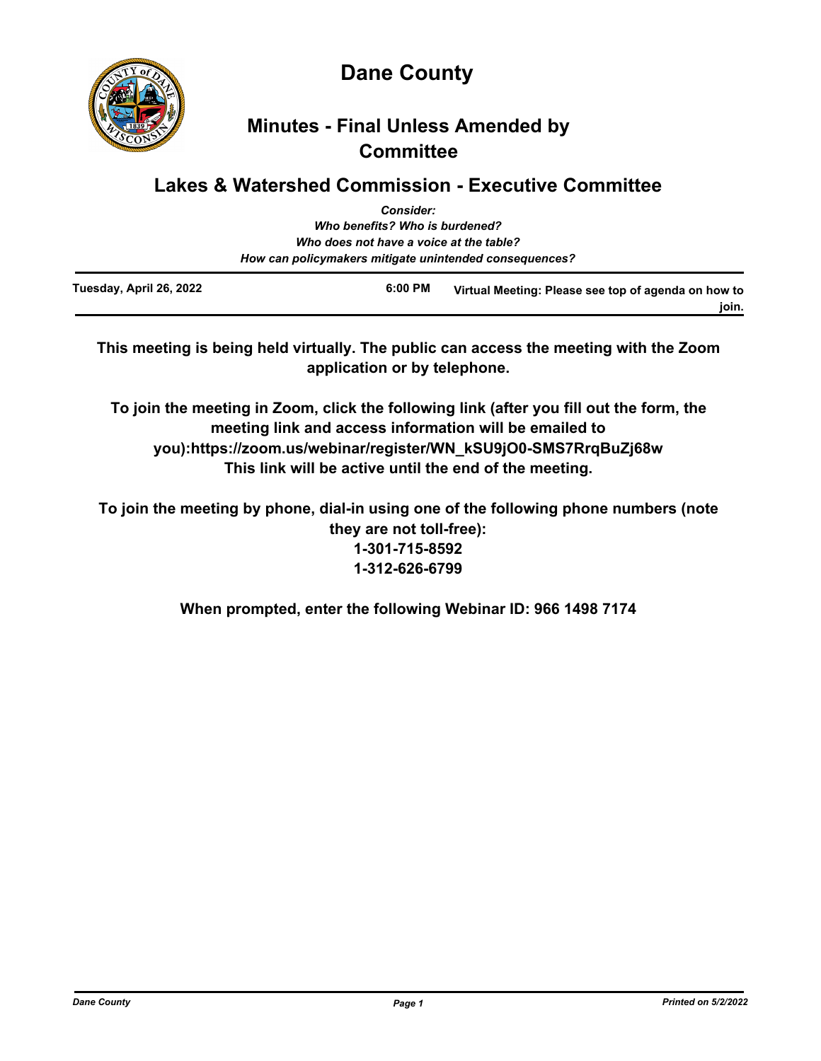# Dane County

## Minutes - Final Unless Amended by Committee

## Lakes & Watershed Commission - Executive Committee

*Consider:*
*Who benefits? Who is burdened?*
*Who does not have a voice at the table?*
*How can policymakers mitigate unintended consequences?*

| Tuesday, April 26, 2022 | 6:00 PM | Virtual Meeting: Please see top of agenda on how to join. |
|---|---|---|

**This meeting is being held virtually. The public can access the meeting with the Zoom application or by telephone.**

**To join the meeting in Zoom, click the following link (after you fill out the form, the meeting link and access information will be emailed to you):https://zoom.us/webinar/register/WN_kSU9jO0-SMS7RrqBuZj68w**
**This link will be active until the end of the meeting.**

**To join the meeting by phone, dial-in using one of the following phone numbers (note they are not toll-free):**
**1-301-715-8592**
**1-312-626-6799**

**When prompted, enter the following Webinar ID: 966 1498 7174**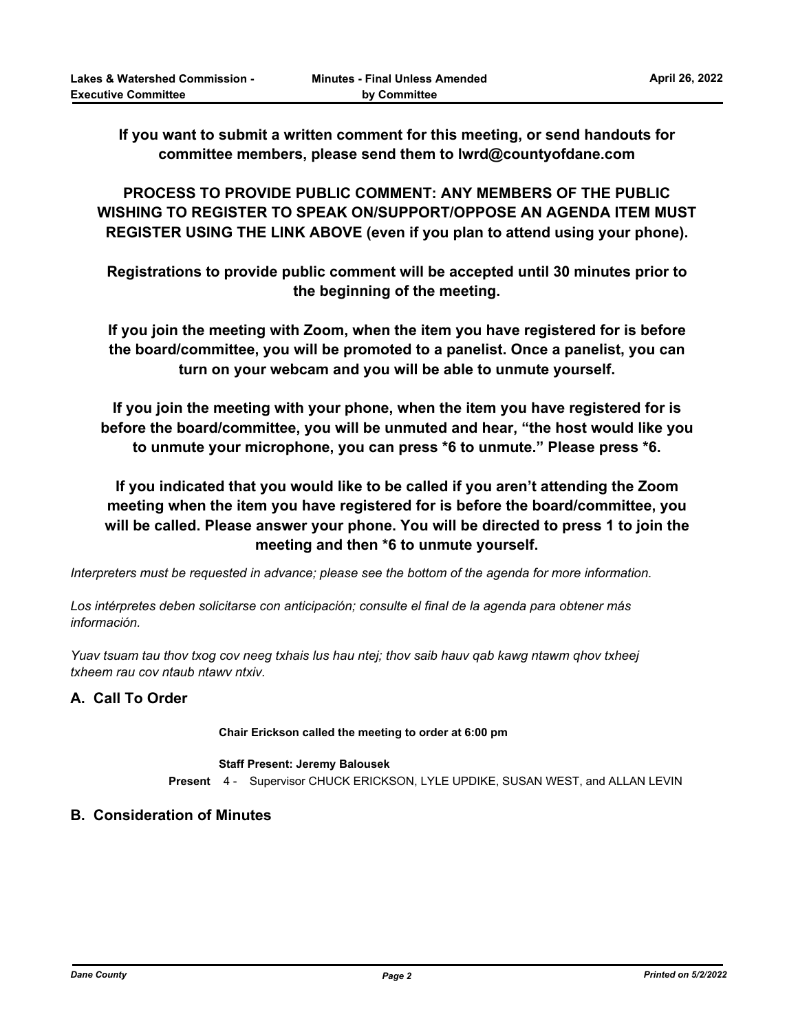**If you want to submit a written comment for this meeting, or send handouts for committee members, please send them to lwrd@countyofdane.com**

**PROCESS TO PROVIDE PUBLIC COMMENT: ANY MEMBERS OF THE PUBLIC WISHING TO REGISTER TO SPEAK ON/SUPPORT/OPPOSE AN AGENDA ITEM MUST REGISTER USING THE LINK ABOVE (even if you plan to attend using your phone).**

**Registrations to provide public comment will be accepted until 30 minutes prior to the beginning of the meeting.**

**If you join the meeting with Zoom, when the item you have registered for is before the board/committee, you will be promoted to a panelist. Once a panelist, you can turn on your webcam and you will be able to unmute yourself.**

**If you join the meeting with your phone, when the item you have registered for is before the board/committee, you will be unmuted and hear, "the host would like you to unmute your microphone, you can press *6 to unmute." Please press *6.**

**If you indicated that you would like to be called if you aren't attending the Zoom meeting when the item you have registered for is before the board/committee, you will be called. Please answer your phone. You will be directed to press 1 to join the meeting and then *6 to unmute yourself.**

*Interpreters must be requested in advance; please see the bottom of the agenda for more information.*

*Los intérpretes deben solicitarse con anticipación; consulte el final de la agenda para obtener más información.*

*Yuav tsuam tau thov txog cov neeg txhais lus hau ntej; thov saib hauv qab kawg ntawm qhov txheej txheem rau cov ntaub ntawv ntxiv.*

## A. Call To Order

**Chair Erickson called the meeting to order at 6:00 pm**

**Staff Present: Jeremy Balousek**

**Present** 4 - Supervisor CHUCK ERICKSON, LYLE UPDIKE, SUSAN WEST, and ALLAN LEVIN

## B. Consideration of Minutes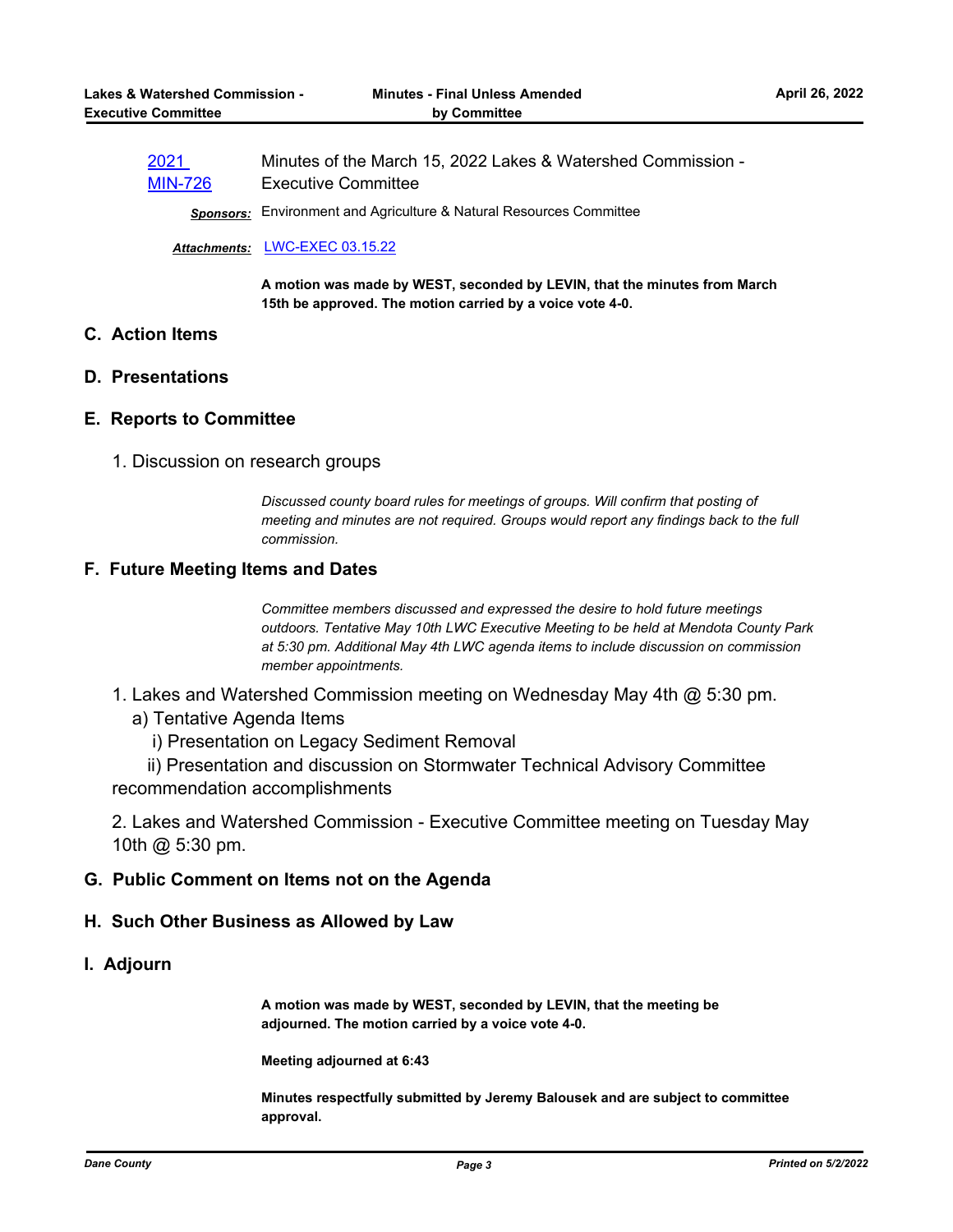[2021 MIN-726] Minutes of the March 15, 2022 Lakes & Watershed Commission - Executive Committee

***Sponsors:*** Environment and Agriculture & Natural Resources Committee

***Attachments:*** LWC-EXEC 03.15.22

**A motion was made by WEST, seconded by LEVIN, that the minutes from March 15th be approved. The motion carried by a voice vote 4-0.**

## C. Action Items

## D. Presentations

## E. Reports to Committee

1. Discussion on research groups

*Discussed county board rules for meetings of groups. Will confirm that posting of meeting and minutes are not required. Groups would report any findings back to the full commission.*

## F. Future Meeting Items and Dates

*Committee members discussed and expressed the desire to hold future meetings outdoors. Tentative May 10th LWC Executive Meeting to be held at Mendota County Park at 5:30 pm. Additional May 4th LWC agenda items to include discussion on commission member appointments.*

1. Lakes and Watershed Commission meeting on Wednesday May 4th @ 5:30 pm.
   a) Tentative Agenda Items
      i) Presentation on Legacy Sediment Removal
      ii) Presentation and discussion on Stormwater Technical Advisory Committee recommendation accomplishments

2. Lakes and Watershed Commission - Executive Committee meeting on Tuesday May 10th @ 5:30 pm.

## G. Public Comment on Items not on the Agenda

## H. Such Other Business as Allowed by Law

## I. Adjourn

**A motion was made by WEST, seconded by LEVIN, that the meeting be adjourned. The motion carried by a voice vote 4-0.**

**Meeting adjourned at 6:43**

**Minutes respectfully submitted by Jeremy Balousek and are subject to committee approval.**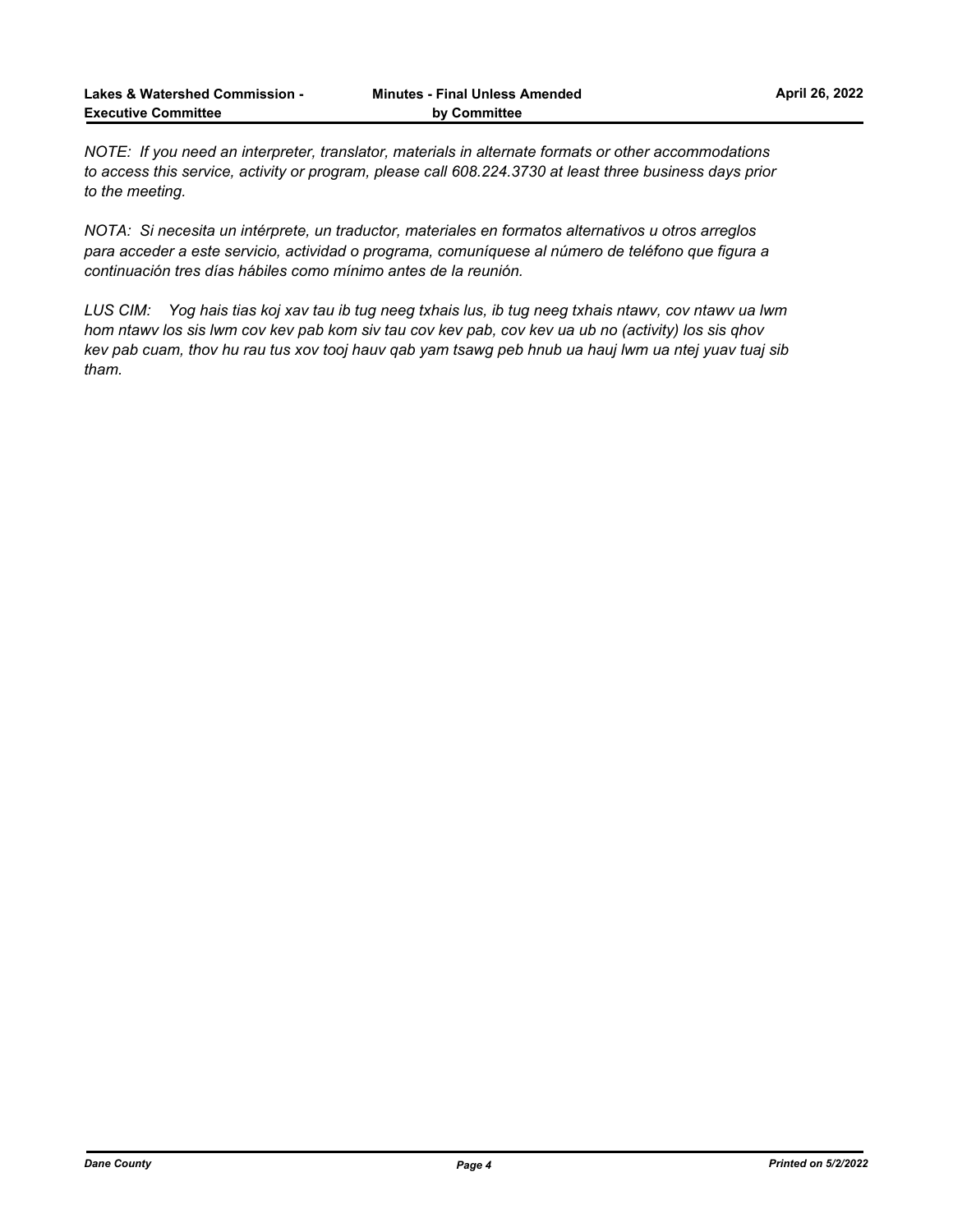*NOTE: If you need an interpreter, translator, materials in alternate formats or other accommodations to access this service, activity or program, please call 608.224.3730 at least three business days prior to the meeting.*

*NOTA: Si necesita un intérprete, un traductor, materiales en formatos alternativos u otros arreglos para acceder a este servicio, actividad o programa, comuníquese al número de teléfono que figura a continuación tres días hábiles como mínimo antes de la reunión.*

*LUS CIM: Yog hais tias koj xav tau ib tug neeg txhais lus, ib tug neeg txhais ntawv, cov ntawv ua lwm hom ntawv los sis lwm cov kev pab kom siv tau cov kev pab, cov kev ua ub no (activity) los sis qhov kev pab cuam, thov hu rau tus xov tooj hauv qab yam tsawg peb hnub ua hauj lwm ua ntej yuav tuaj sib tham.*